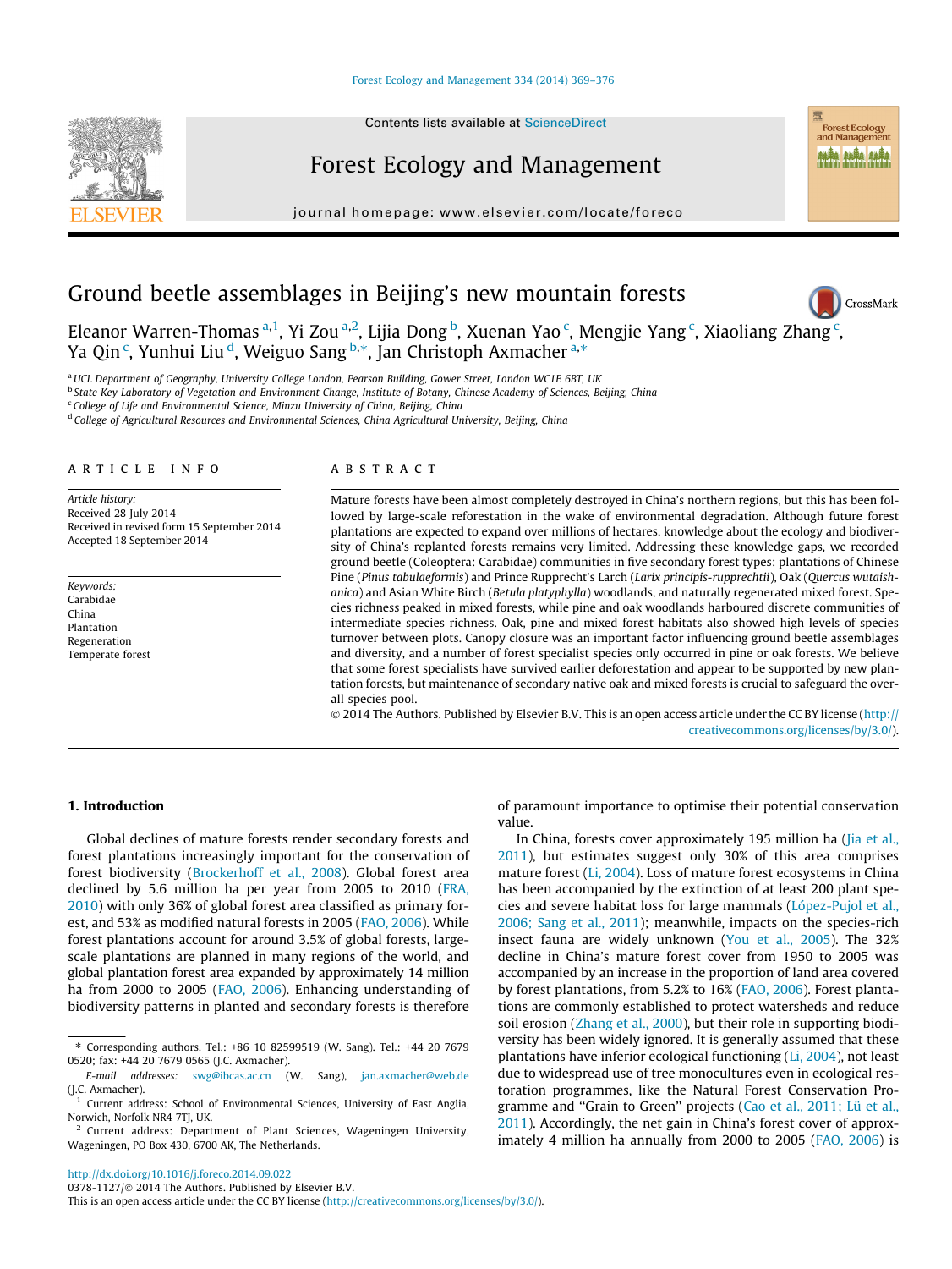# Ground beetle assemblages in Beijing's new mountain forests

Eleanor Warren-Thomas [a,1], Yi Zou [a,2], Lijia Dong [b], Xuenan Yao [c], Mengjie Yang [c], Xiaoliang Zhang [c], Ya Qin [c], Yunhui Liu [d], Weiguo Sang [b,*], Jan Christoph Axmacher [a,*]

[a] UCL Department of Geography, University College London, Pearson Building, Gower Street, London WC1E 6BT, UK
[b] State Key Laboratory of Vegetation and Environment Change, Institute of Botany, Chinese Academy of Sciences, Beijing, China
[c] College of Life and Environmental Science, Minzu University of China, Beijing, China
[d] College of Agricultural Resources and Environmental Sciences, China Agricultural University, Beijing, China

## ARTICLE INFO

*Article history:*
Received 28 July 2014
Received in revised form 15 September 2014
Accepted 18 September 2014

*Keywords:*
Carabidae
China
Plantation
Regeneration
Temperate forest

## ABSTRACT

Mature forests have been almost completely destroyed in China's northern regions, but this has been followed by large-scale reforestation in the wake of environmental degradation. Although future forest plantations are expected to expand over millions of hectares, knowledge about the ecology and biodiversity of China's replanted forests remains very limited. Addressing these knowledge gaps, we recorded ground beetle (Coleoptera: Carabidae) communities in five secondary forest types: plantations of Chinese Pine (*Pinus tabulaeformis*) and Prince Rupprecht's Larch (*Larix principis-rupprechtii*), Oak (*Quercus wutaishanica*) and Asian White Birch (*Betula platyphylla*) woodlands, and naturally regenerated mixed forest. Species richness peaked in mixed forests, while pine and oak woodlands harboured discrete communities of intermediate species richness. Oak, pine and mixed forest habitats also showed high levels of species turnover between plots. Canopy closure was an important factor influencing ground beetle assemblages and diversity, and a number of forest specialist species only occurred in pine or oak forests. We believe that some forest specialists have survived earlier deforestation and appear to be supported by new plantation forests, but maintenance of secondary native oak and mixed forests is crucial to safeguard the overall species pool.

© 2014 The Authors. Published by Elsevier B.V. This is an open access article under the CC BY license (http://creativecommons.org/licenses/by/3.0/).

## 1. Introduction

Global declines of mature forests render secondary forests and forest plantations increasingly important for the conservation of forest biodiversity (Brockerhoff et al., 2008). Global forest area declined by 5.6 million ha per year from 2005 to 2010 (FRA, 2010) with only 36% of global forest area classified as primary forest, and 53% as modified natural forests in 2005 (FAO, 2006). While forest plantations account for around 3.5% of global forests, large-scale plantations are planned in many regions of the world, and global plantation forest area expanded by approximately 14 million ha from 2000 to 2005 (FAO, 2006). Enhancing understanding of biodiversity patterns in planted and secondary forests is therefore of paramount importance to optimise their potential conservation value.

In China, forests cover approximately 195 million ha (Jia et al., 2011), but estimates suggest only 30% of this area comprises mature forest (Li, 2004). Loss of mature forest ecosystems in China has been accompanied by the extinction of at least 200 plant species and severe habitat loss for large mammals (López-Pujol et al., 2006; Sang et al., 2011); meanwhile, impacts on the species-rich insect fauna are widely unknown (You et al., 2005). The 32% decline in China's mature forest cover from 1950 to 2005 was accompanied by an increase in the proportion of land area covered by forest plantations, from 5.2% to 16% (FAO, 2006). Forest plantations are commonly established to protect watersheds and reduce soil erosion (Zhang et al., 2000), but their role in supporting biodiversity has been widely ignored. It is generally assumed that these plantations have inferior ecological functioning (Li, 2004), not least due to widespread use of tree monocultures even in ecological restoration programmes, like the Natural Forest Conservation Programme and "Grain to Green" projects (Cao et al., 2011; Lü et al., 2011). Accordingly, the net gain in China's forest cover of approximately 4 million ha annually from 2000 to 2005 (FAO, 2006) is

* Corresponding authors. Tel.: +86 10 82599519 (W. Sang). Tel.: +44 20 7679 0520; fax: +44 20 7679 0565 (J.C. Axmacher).
E-mail addresses: swg@ibcas.ac.cn (W. Sang), jan.axmacher@web.de (J.C. Axmacher).
[1] Current address: School of Environmental Sciences, University of East Anglia, Norwich, Norfolk NR4 7TJ, UK.
[2] Current address: Department of Plant Sciences, Wageningen University, Wageningen, PO Box 430, 6700 AK, The Netherlands.

http://dx.doi.org/10.1016/j.foreco.2014.09.022
0378-1127/© 2014 The Authors. Published by Elsevier B.V.
This is an open access article under the CC BY license (http://creativecommons.org/licenses/by/3.0/).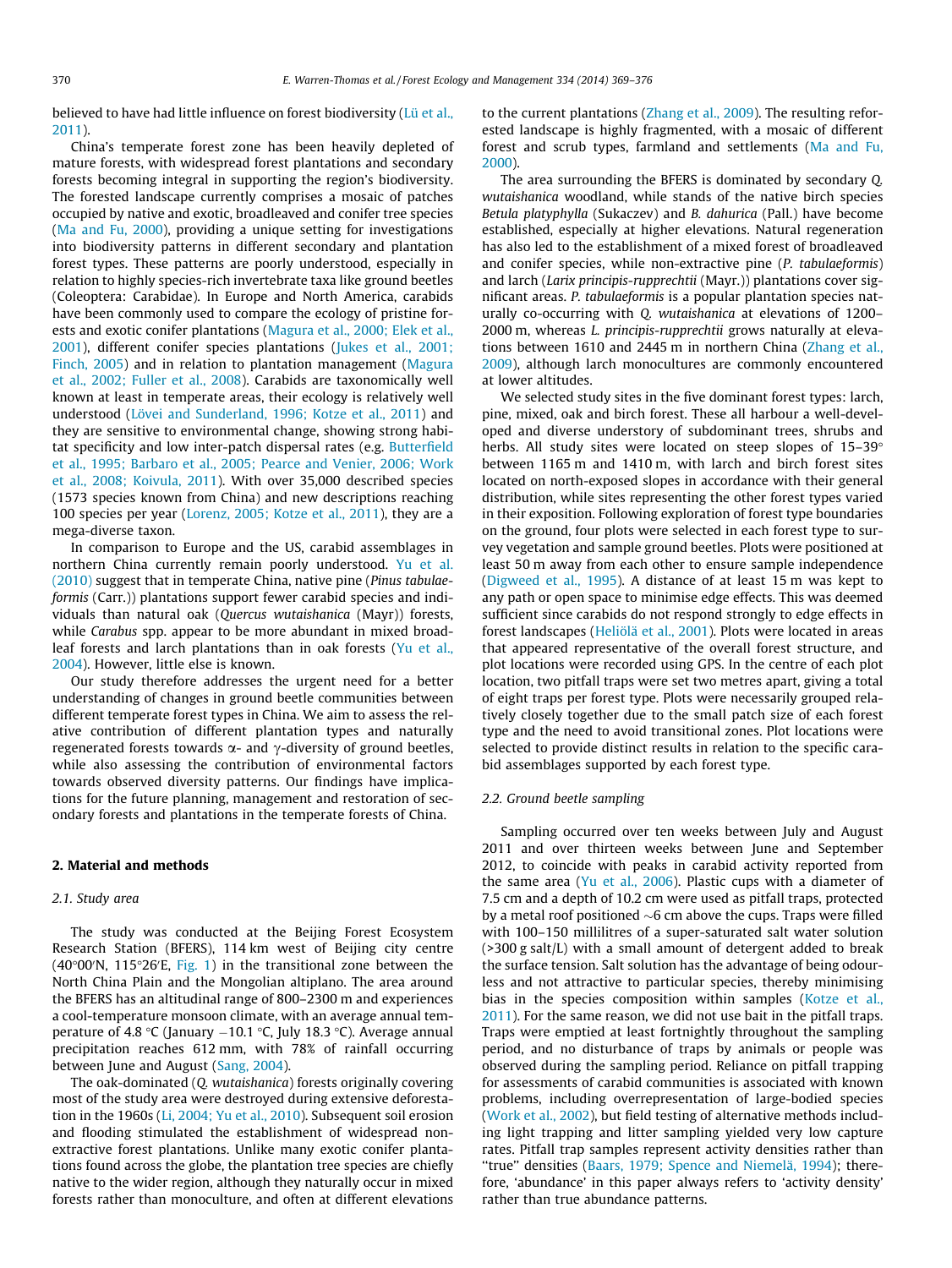believed to have had little influence on forest biodiversity (Lü et al., 2011).

China's temperate forest zone has been heavily depleted of mature forests, with widespread forest plantations and secondary forests becoming integral in supporting the region's biodiversity. The forested landscape currently comprises a mosaic of patches occupied by native and exotic, broadleaved and conifer tree species (Ma and Fu, 2000), providing a unique setting for investigations into biodiversity patterns in different secondary and plantation forest types. These patterns are poorly understood, especially in relation to highly species-rich invertebrate taxa like ground beetles (Coleoptera: Carabidae). In Europe and North America, carabids have been commonly used to compare the ecology of pristine forests and exotic conifer plantations (Magura et al., 2000; Elek et al., 2001), different conifer species plantations (Jukes et al., 2001; Finch, 2005) and in relation to plantation management (Magura et al., 2002; Fuller et al., 2008). Carabids are taxonomically well known at least in temperate areas, their ecology is relatively well understood (Lövei and Sunderland, 1996; Kotze et al., 2011) and they are sensitive to environmental change, showing strong habitat specificity and low inter-patch dispersal rates (e.g. Butterfield et al., 1995; Barbaro et al., 2005; Pearce and Venier, 2006; Work et al., 2008; Koivula, 2011). With over 35,000 described species (1573 species known from China) and new descriptions reaching 100 species per year (Lorenz, 2005; Kotze et al., 2011), they are a mega-diverse taxon.

In comparison to Europe and the US, carabid assemblages in northern China currently remain poorly understood. Yu et al. (2010) suggest that in temperate China, native pine (*Pinus tabulaeformis* (Carr.)) plantations support fewer carabid species and individuals than natural oak (*Quercus wutaishanica* (Mayr)) forests, while *Carabus* spp. appear to be more abundant in mixed broadleaf forests and larch plantations than in oak forests (Yu et al., 2004). However, little else is known.

Our study therefore addresses the urgent need for a better understanding of changes in ground beetle communities between different temperate forest types in China. We aim to assess the relative contribution of different plantation types and naturally regenerated forests towards $\alpha$- and $\gamma$-diversity of ground beetles, while also assessing the contribution of environmental factors towards observed diversity patterns. Our findings have implications for the future planning, management and restoration of secondary forests and plantations in the temperate forests of China.

## 2. Material and methods

### 2.1. Study area

The study was conducted at the Beijing Forest Ecosystem Research Station (BFERS), 114 km west of Beijing city centre (40°00′N, 115°26′E, Fig. 1) in the transitional zone between the North China Plain and the Mongolian altiplano. The area around the BFERS has an altitudinal range of 800–2300 m and experiences a cool-temperature monsoon climate, with an average annual temperature of 4.8 °C (January −10.1 °C, July 18.3 °C). Average annual precipitation reaches 612 mm, with 78% of rainfall occurring between June and August (Sang, 2004).

The oak-dominated (*Q. wutaishanica*) forests originally covering most of the study area were destroyed during extensive deforestation in the 1960s (Li, 2004; Yu et al., 2010). Subsequent soil erosion and flooding stimulated the establishment of widespread non-extractive forest plantations. Unlike many exotic conifer plantations found across the globe, the plantation tree species are chiefly native to the wider region, although they naturally occur in mixed forests rather than monoculture, and often at different elevations to the current plantations (Zhang et al., 2009). The resulting reforested landscape is highly fragmented, with a mosaic of different forest and scrub types, farmland and settlements (Ma and Fu, 2000).

The area surrounding the BFERS is dominated by secondary *Q. wutaishanica* woodland, while stands of the native birch species *Betula platyphylla* (Sukaczev) and *B. dahurica* (Pall.) have become established, especially at higher elevations. Natural regeneration has also led to the establishment of a mixed forest of broadleaved and conifer species, while non-extractive pine (*P. tabulaeformis*) and larch (*Larix principis-rupprechtii* (Mayr.)) plantations cover significant areas. *P. tabulaeformis* is a popular plantation species naturally co-occurring with *Q. wutaishanica* at elevations of 1200–2000 m, whereas *L. principis-rupprechtii* grows naturally at elevations between 1610 and 2445 m in northern China (Zhang et al., 2009), although larch monocultures are commonly encountered at lower altitudes.

We selected study sites in the five dominant forest types: larch, pine, mixed, oak and birch forest. These all harbour a well-developed and diverse understory of subdominant trees, shrubs and herbs. All study sites were located on steep slopes of 15–39° between 1165 m and 1410 m, with larch and birch forest sites located on north-exposed slopes in accordance with their general distribution, while sites representing the other forest types varied in their exposition. Following exploration of forest type boundaries on the ground, four plots were selected in each forest type to survey vegetation and sample ground beetles. Plots were positioned at least 50 m away from each other to ensure sample independence (Digweed et al., 1995). A distance of at least 15 m was kept to any path or open space to minimise edge effects. This was deemed sufficient since carabids do not respond strongly to edge effects in forest landscapes (Heliölä et al., 2001). Plots were located in areas that appeared representative of the overall forest structure, and plot locations were recorded using GPS. In the centre of each plot location, two pitfall traps were set two metres apart, giving a total of eight traps per forest type. Plots were necessarily grouped relatively closely together due to the small patch size of each forest type and the need to avoid transitional zones. Plot locations were selected to provide distinct results in relation to the specific carabid assemblages supported by each forest type.

### 2.2. Ground beetle sampling

Sampling occurred over ten weeks between July and August 2011 and over thirteen weeks between June and September 2012, to coincide with peaks in carabid activity reported from the same area (Yu et al., 2006). Plastic cups with a diameter of 7.5 cm and a depth of 10.2 cm were used as pitfall traps, protected by a metal roof positioned ~6 cm above the cups. Traps were filled with 100–150 millilitres of a super-saturated salt water solution (>300 g salt/L) with a small amount of detergent added to break the surface tension. Salt solution has the advantage of being odourless and not attractive to particular species, thereby minimising bias in the species composition within samples (Kotze et al., 2011). For the same reason, we did not use bait in the pitfall traps. Traps were emptied at least fortnightly throughout the sampling period, and no disturbance of traps by animals or people was observed during the sampling period. Reliance on pitfall trapping for assessments of carabid communities is associated with known problems, including overrepresentation of large-bodied species (Work et al., 2002), but field testing of alternative methods including light trapping and litter sampling yielded very low capture rates. Pitfall trap samples represent activity densities rather than "true" densities (Baars, 1979; Spence and Niemelä, 1994); therefore, 'abundance' in this paper always refers to 'activity density' rather than true abundance patterns.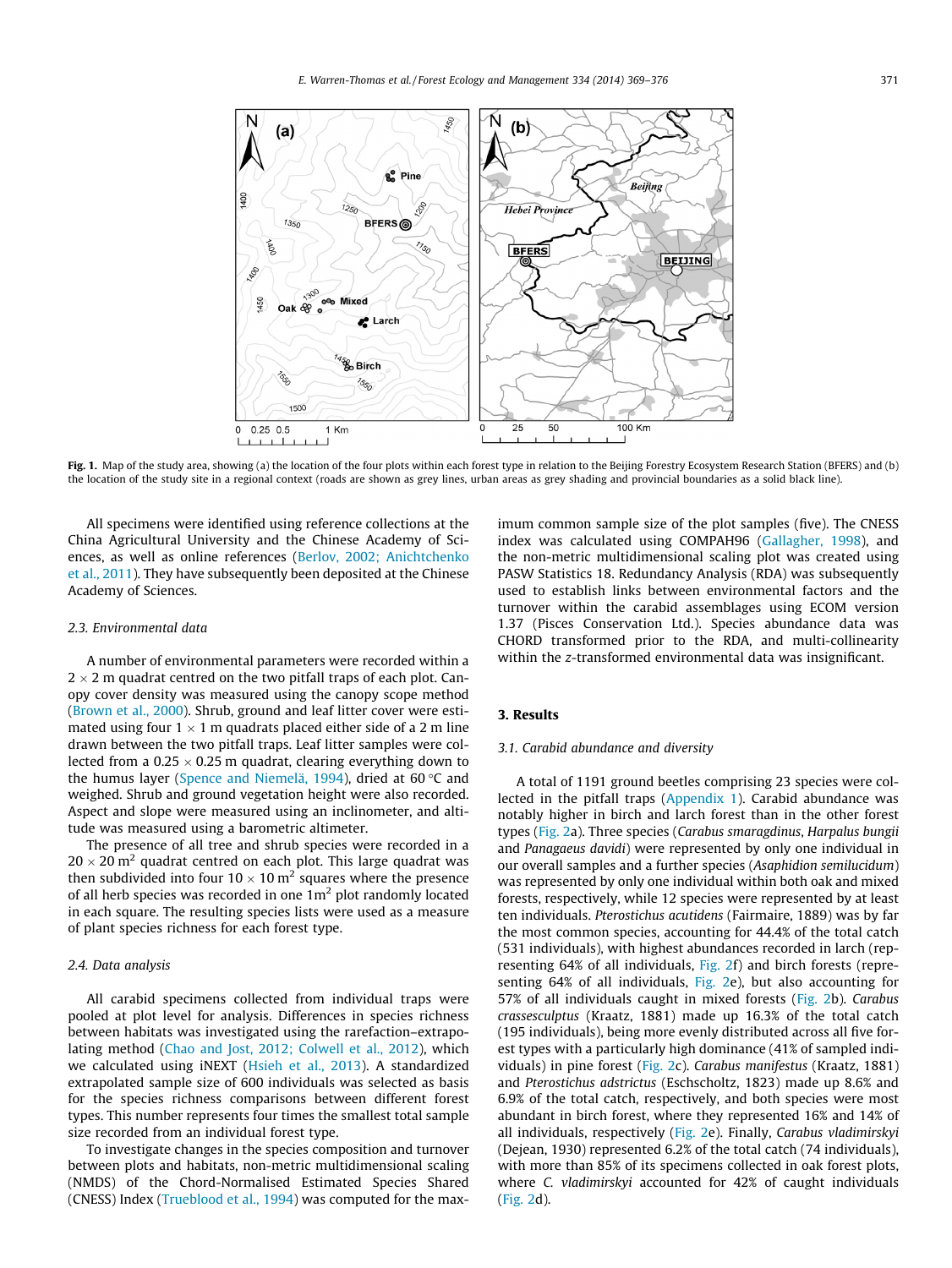**Fig. 1.** Map of the study area, showing (a) the location of the four plots within each forest type in relation to the Beijing Forestry Ecosystem Research Station (BFERS) and (b) the location of the study site in a regional context (roads are shown as grey lines, urban areas as grey shading and provincial boundaries as a solid black line).

All specimens were identified using reference collections at the China Agricultural University and the Chinese Academy of Sciences, as well as online references (Berlov, 2002; Anichtchenko et al., 2011). They have subsequently been deposited at the Chinese Academy of Sciences.

### 2.3. Environmental data

A number of environmental parameters were recorded within a $2 \times 2$ m quadrat centred on the two pitfall traps of each plot. Canopy cover density was measured using the canopy scope method (Brown et al., 2000). Shrub, ground and leaf litter cover were estimated using four $1 \times 1$ m quadrats placed either side of a 2 m line drawn between the two pitfall traps. Leaf litter samples were collected from a $0.25 \times 0.25$ m quadrat, clearing everything down to the humus layer (Spence and Niemelä, 1994), dried at 60 °C and weighed. Shrub and ground vegetation height were also recorded. Aspect and slope were measured using an inclinometer, and altitude was measured using a barometric altimeter.

The presence of all tree and shrub species were recorded in a $20 \times 20$ m$^2$ quadrat centred on each plot. This large quadrat was then subdivided into four $10 \times 10$ m$^2$ squares where the presence of all herb species was recorded in one 1m$^2$ plot randomly located in each square. The resulting species lists were used as a measure of plant species richness for each forest type.

### 2.4. Data analysis

All carabid specimens collected from individual traps were pooled at plot level for analysis. Differences in species richness between habitats was investigated using the rarefaction–extrapolating method (Chao and Jost, 2012; Colwell et al., 2012), which we calculated using iNEXT (Hsieh et al., 2013). A standardized extrapolated sample size of 600 individuals was selected as basis for the species richness comparisons between different forest types. This number represents four times the smallest total sample size recorded from an individual forest type.

To investigate changes in the species composition and turnover between plots and habitats, non-metric multidimensional scaling (NMDS) of the Chord-Normalised Estimated Species Shared (CNESS) Index (Trueblood et al., 1994) was computed for the maximum common sample size of the plot samples (five). The CNESS index was calculated using COMPAH96 (Gallagher, 1998), and the non-metric multidimensional scaling plot was created using PASW Statistics 18. Redundancy Analysis (RDA) was subsequently used to establish links between environmental factors and the turnover within the carabid assemblages using ECOM version 1.37 (Pisces Conservation Ltd.). Species abundance data was CHORD transformed prior to the RDA, and multi-collinearity within the z-transformed environmental data was insignificant.

## 3. Results

### 3.1. Carabid abundance and diversity

A total of 1191 ground beetles comprising 23 species were collected in the pitfall traps (Appendix 1). Carabid abundance was notably higher in birch and larch forest than in the other forest types (Fig. 2a). Three species (*Carabus smaragdinus*, *Harpalus bungii* and *Panagaeus davidi*) were represented by only one individual in our overall samples and a further species (*Asaphidion semilucidum*) was represented by only one individual within both oak and mixed forests, respectively, while 12 species were represented by at least ten individuals. *Pterostichus acutidens* (Fairmaire, 1889) was by far the most common species, accounting for 44.4% of the total catch (531 individuals), with highest abundances recorded in larch (representing 64% of all individuals, Fig. 2f) and birch forests (representing 64% of all individuals, Fig. 2e), but also accounting for 57% of all individuals caught in mixed forests (Fig. 2b). *Carabus crassesculptus* (Kraatz, 1881) made up 16.3% of the total catch (195 individuals), being more evenly distributed across all five forest types with a particularly high dominance (41% of sampled individuals) in pine forest (Fig. 2c). *Carabus manifestus* (Kraatz, 1881) and *Pterostichus adstrictus* (Eschscholtz, 1823) made up 8.6% and 6.9% of the total catch, respectively, and both species were most abundant in birch forest, where they represented 16% and 14% of all individuals, respectively (Fig. 2e). Finally, *Carabus vladimirskyi* (Dejean, 1930) represented 6.2% of the total catch (74 individuals), with more than 85% of its specimens collected in oak forest plots, where *C. vladimirskyi* accounted for 42% of caught individuals (Fig. 2d).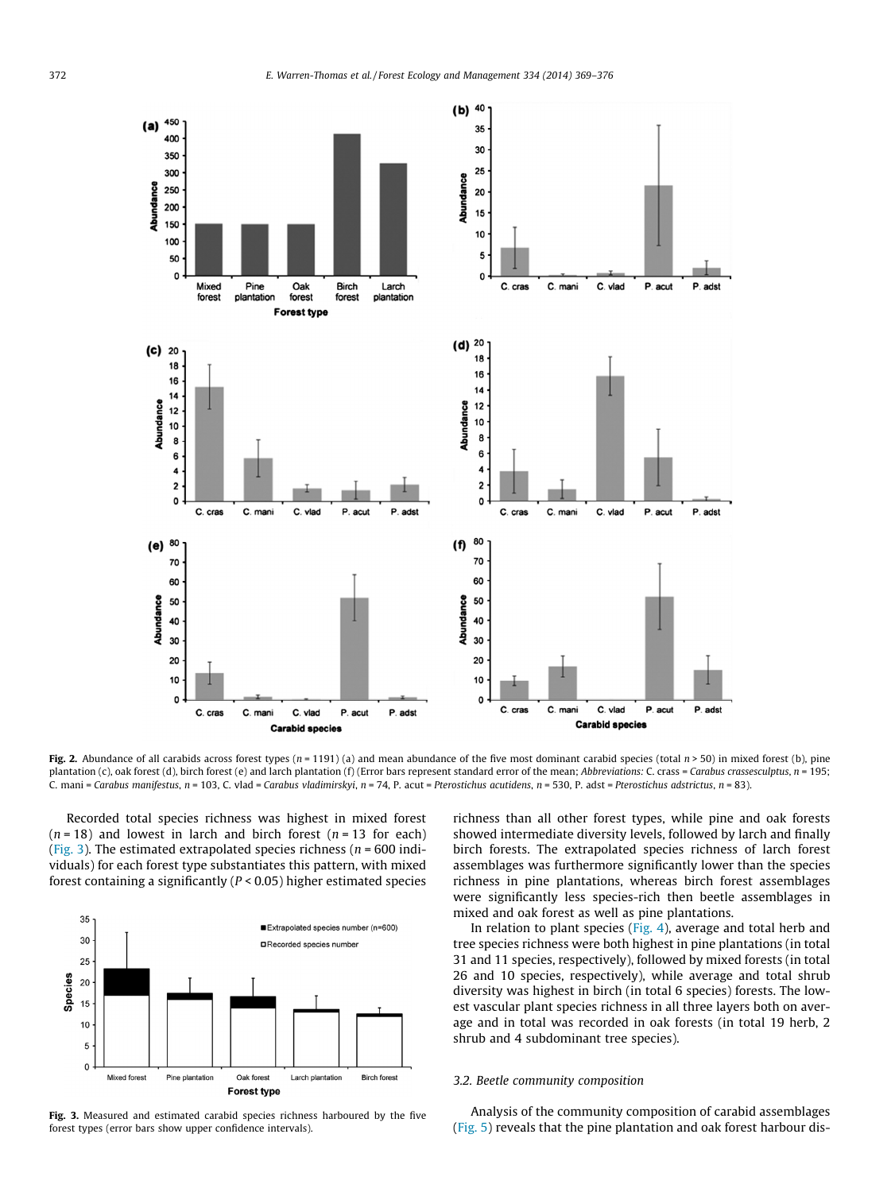Fig. 2. Abundance of all carabids across forest types ($n = 1191$) (a) and mean abundance of the five most dominant carabid species (total $n > 50$) in mixed forest (b), pine plantation (c), oak forest (d), birch forest (e) and larch plantation (f) (Error bars represent standard error of the mean; *Abbreviations:* C. crass = *Carabus crassesculptus*, $n = 195$; C. mani = *Carabus manifestus*, $n = 103$, C. vlad = *Carabus vladimirskyi*, $n = 74$, P. acut = *Pterostichus acutidens*, $n = 530$, P. adst = *Pterostichus adstrictus*, $n = 83$).

Recorded total species richness was highest in mixed forest ($n = 18$) and lowest in larch and birch forest ($n = 13$ for each) (Fig. 3). The estimated extrapolated species richness ($n = 600$ individuals) for each forest type substantiates this pattern, with mixed forest containing a significantly ($P < 0.05$) higher estimated species richness than all other forest types, while pine and oak forests showed intermediate diversity levels, followed by larch and finally birch forests. The extrapolated species richness of larch forest assemblages was furthermore significantly lower than the species richness in pine plantations, whereas birch forest assemblages were significantly less species-rich then beetle assemblages in mixed and oak forest as well as pine plantations.

Fig. 3. Measured and estimated carabid species richness harboured by the five forest types (error bars show upper confidence intervals).

In relation to plant species (Fig. 4), average and total herb and tree species richness were both highest in pine plantations (in total 31 and 11 species, respectively), followed by mixed forests (in total 26 and 10 species, respectively), while average and total shrub diversity was highest in birch (in total 6 species) forests. The lowest vascular plant species richness in all three layers both on average and in total was recorded in oak forests (in total 19 herb, 2 shrub and 4 subdominant tree species).

### 3.2. Beetle community composition

Analysis of the community composition of carabid assemblages (Fig. 5) reveals that the pine plantation and oak forest harbour dis-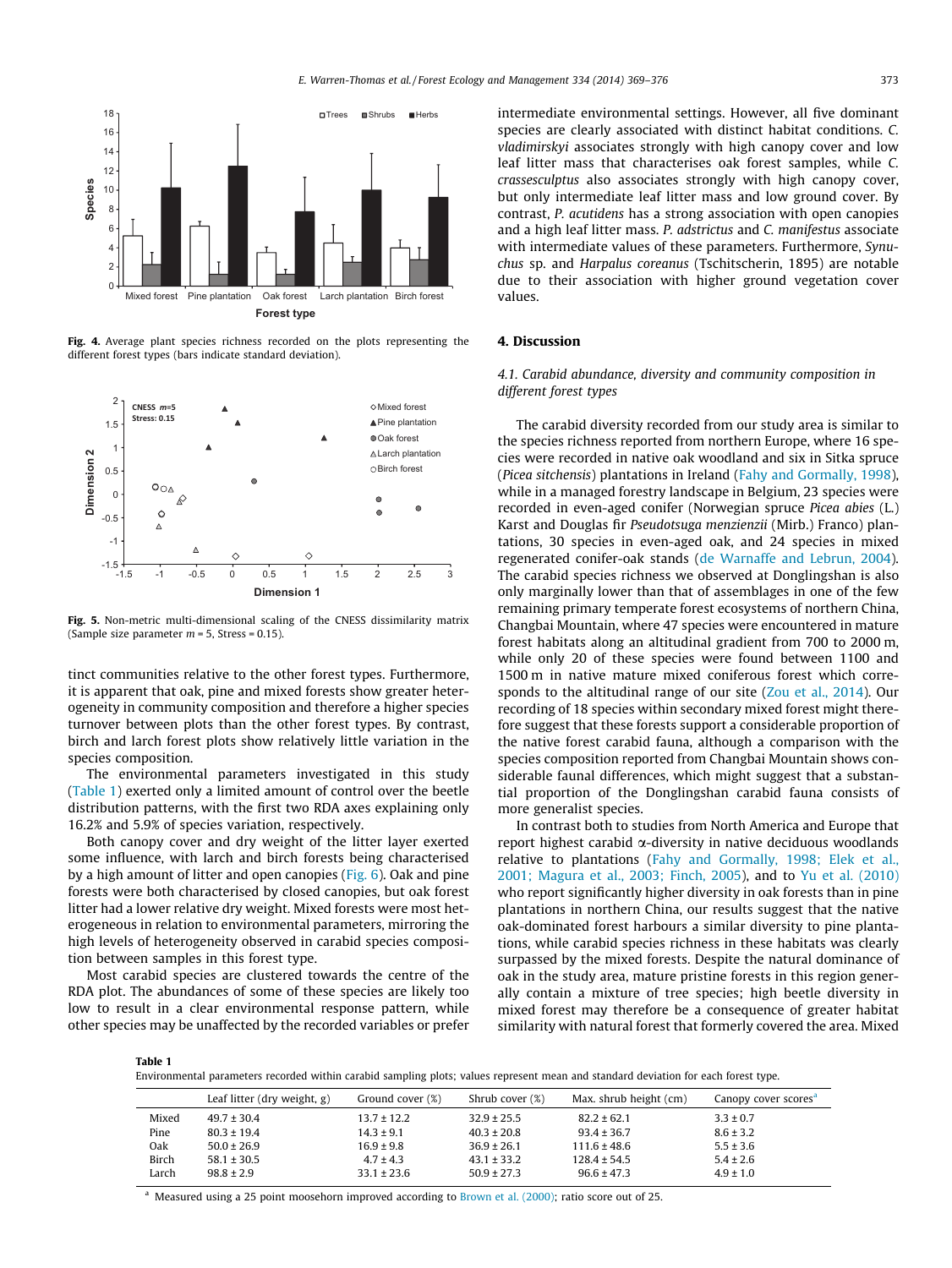Fig. 4. Average plant species richness recorded on the plots representing the different forest types (bars indicate standard deviation).

Fig. 5. Non-metric multi-dimensional scaling of the CNESS dissimilarity matrix (Sample size parameter $m = 5$, Stress = 0.15).

tinct communities relative to the other forest types. Furthermore, it is apparent that oak, pine and mixed forests show greater heterogeneity in community composition and therefore a higher species turnover between plots than the other forest types. By contrast, birch and larch forest plots show relatively little variation in the species composition.

The environmental parameters investigated in this study (Table 1) exerted only a limited amount of control over the beetle distribution patterns, with the first two RDA axes explaining only 16.2% and 5.9% of species variation, respectively.

Both canopy cover and dry weight of the litter layer exerted some influence, with larch and birch forests being characterised by a high amount of litter and open canopies (Fig. 6). Oak and pine forests were both characterised by closed canopies, but oak forest litter had a lower relative dry weight. Mixed forests were most heterogeneous in relation to environmental parameters, mirroring the high levels of heterogeneity observed in carabid species composition between samples in this forest type.

Most carabid species are clustered towards the centre of the RDA plot. The abundances of some of these species are likely too low to result in a clear environmental response pattern, while other species may be unaffected by the recorded variables or prefer intermediate environmental settings. However, all five dominant species are clearly associated with distinct habitat conditions. *C. vladimirskyi* associates strongly with high canopy cover and low leaf litter mass that characterises oak forest samples, while *C. crassesculptus* also associates strongly with high canopy cover, but only intermediate leaf litter mass and low ground cover. By contrast, *P. acutidens* has a strong association with open canopies and a high leaf litter mass. *P. adstrictus* and *C. manifestus* associate with intermediate values of these parameters. Furthermore, *Synuchus* sp. and *Harpalus coreanus* (Tschitscherin, 1895) are notable due to their association with higher ground vegetation cover values.

## 4. Discussion

### 4.1. Carabid abundance, diversity and community composition in different forest types

The carabid diversity recorded from our study area is similar to the species richness reported from northern Europe, where 16 species were recorded in native oak woodland and six in Sitka spruce (*Picea sitchensis*) plantations in Ireland (Fahy and Gormally, 1998), while in a managed forestry landscape in Belgium, 23 species were recorded in even-aged conifer (Norwegian spruce *Picea abies* (L.) Karst and Douglas fir *Pseudotsuga menzienzii* (Mirb.) Franco) plantations, 30 species in even-aged oak, and 24 species in mixed regenerated conifer-oak stands (de Warnaffe and Lebrun, 2004). The carabid species richness we observed at Donglingshan is also only marginally lower than that of assemblages in one of the few remaining primary temperate forest ecosystems of northern China, Changbai Mountain, where 47 species were encountered in mature forest habitats along an altitudinal gradient from 700 to 2000 m, while only 20 of these species were found between 1100 and 1500 m in native mature mixed coniferous forest which corresponds to the altitudinal range of our site (Zou et al., 2014). Our recording of 18 species within secondary mixed forest might therefore suggest that these forests support a considerable proportion of the native forest carabid fauna, although a comparison with the species composition reported from Changbai Mountain shows considerable faunal differences, which might suggest that a substantial proportion of the Donglingshan carabid fauna consists of more generalist species.

In contrast both to studies from North America and Europe that report highest carabid α-diversity in native deciduous woodlands relative to plantations (Fahy and Gormally, 1998; Elek et al., 2001; Magura et al., 2003; Finch, 2005), and to Yu et al. (2010) who report significantly higher diversity in oak forests than in pine plantations in northern China, our results suggest that the native oak-dominated forest harbours a similar diversity to pine plantations, while carabid species richness in these habitats was clearly surpassed by the mixed forests. Despite the natural dominance of oak in the study area, mature pristine forests in this region generally contain a mixture of tree species; high beetle diversity in mixed forest may therefore be a consequence of greater habitat similarity with natural forest that formerly covered the area. Mixed

**Table 1**
Environmental parameters recorded within carabid sampling plots; values represent mean and standard deviation for each forest type.

| | Leaf litter (dry weight, g) | Ground cover (%) | Shrub cover (%) | Max. shrub height (cm) | Canopy cover scores[a] |
|---|---|---|---|---|---|
| Mixed | 49.7 ± 30.4 | 13.7 ± 12.2 | 32.9 ± 25.5 | 82.2 ± 62.1 | 3.3 ± 0.7 |
| Pine | 80.3 ± 19.4 | 14.3 ± 9.1 | 40.3 ± 20.8 | 93.4 ± 36.7 | 8.6 ± 3.2 |
| Oak | 50.0 ± 26.9 | 16.9 ± 9.8 | 36.9 ± 26.1 | 111.6 ± 48.6 | 5.5 ± 3.6 |
| Birch | 58.1 ± 30.5 | 4.7 ± 4.3 | 43.1 ± 33.2 | 128.4 ± 54.5 | 5.4 ± 2.6 |
| Larch | 98.8 ± 2.9 | 33.1 ± 23.6 | 50.9 ± 27.3 | 96.6 ± 47.3 | 4.9 ± 1.0 |

[a] Measured using a 25 point moosehorn improved according to Brown et al. (2000); ratio score out of 25.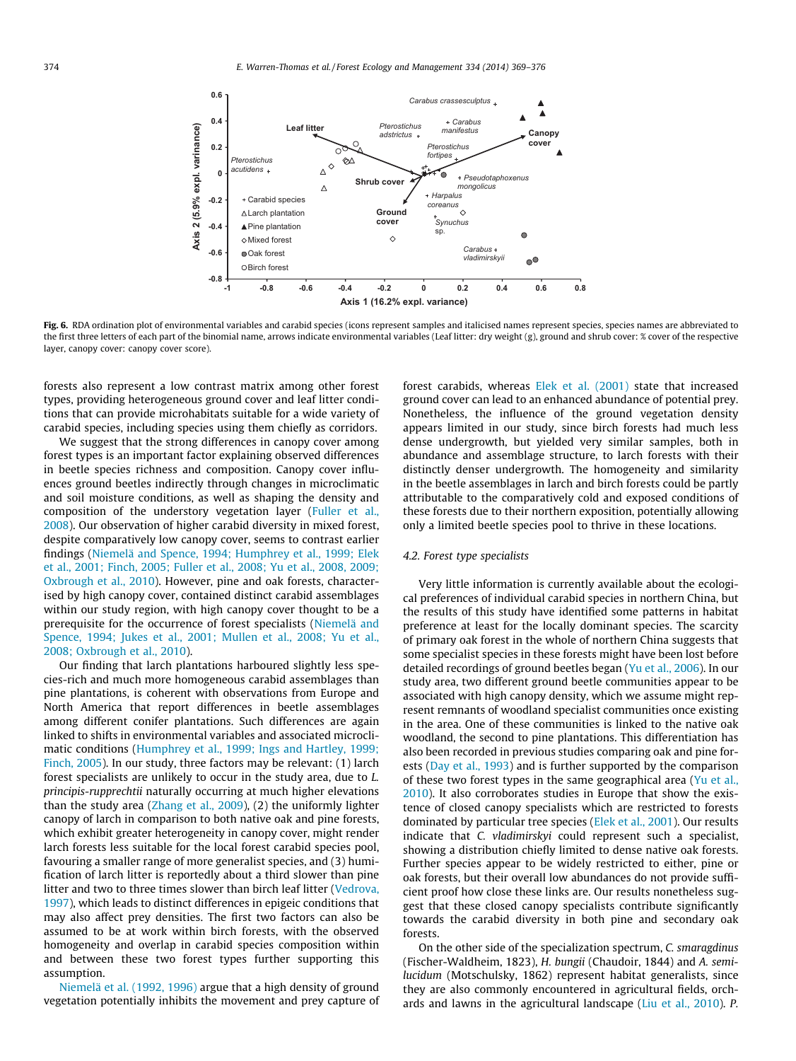Axis 2 (5.9% expl. varinance)

Axis 1 (16.2% expl. variance)

0.6
0.4
0.2
0
-0.2
-0.4
-0.6
-0.8

-1
-0.8
-0.6
-0.4
-0.2
0
0.2
0.4
0.6
0.8

Leaf litter
Canopy cover
Shrub cover
Ground cover

Carabus crassesculptus
Carabus manifestus
Pterostichus adstrictus
Pterostichus fortipes
Pterostichus acutidens
Pseudotaphoxenus mongolicus
Harpalus coreanus
Synuchus sp.
Carabus vladimirskyii

+ Carabid species
△ Larch plantation
▲ Pine plantation
◇ Mixed forest
● Oak forest
○ Birch forest

**Fig. 6.** RDA ordination plot of environmental variables and carabid species (icons represent samples and italicised names represent species, species names are abbreviated to the first three letters of each part of the binomial name, arrows indicate environmental variables (Leaf litter: dry weight (g), ground and shrub cover: % cover of the respective layer, canopy cover: canopy cover score).

forests also represent a low contrast matrix among other forest types, providing heterogeneous ground cover and leaf litter conditions that can provide microhabitats suitable for a wide variety of carabid species, including species using them chiefly as corridors.

We suggest that the strong differences in canopy cover among forest types is an important factor explaining observed differences in beetle species richness and composition. Canopy cover influences ground beetles indirectly through changes in microclimatic and soil moisture conditions, as well as shaping the density and composition of the understory vegetation layer (Fuller et al., 2008). Our observation of higher carabid diversity in mixed forest, despite comparatively low canopy cover, seems to contrast earlier findings (Niemelä and Spence, 1994; Humphrey et al., 1999; Elek et al., 2001; Finch, 2005; Fuller et al., 2008; Yu et al., 2008, 2009; Oxbrough et al., 2010). However, pine and oak forests, characterised by high canopy cover, contained distinct carabid assemblages within our study region, with high canopy cover thought to be a prerequisite for the occurrence of forest specialists (Niemelä and Spence, 1994; Jukes et al., 2001; Mullen et al., 2008; Yu et al., 2008; Oxbrough et al., 2010).

Our finding that larch plantations harboured slightly less species-rich and much more homogeneous carabid assemblages than pine plantations, is coherent with observations from Europe and North America that report differences in beetle assemblages among different conifer plantations. Such differences are again linked to shifts in environmental variables and associated microclimatic conditions (Humphrey et al., 1999; Ings and Hartley, 1999; Finch, 2005). In our study, three factors may be relevant: (1) larch forest specialists are unlikely to occur in the study area, due to *L. principis-rupprechtii* naturally occurring at much higher elevations than the study area (Zhang et al., 2009), (2) the uniformly lighter canopy of larch in comparison to both native oak and pine forests, which exhibit greater heterogeneity in canopy cover, might render larch forests less suitable for the local forest carabid species pool, favouring a smaller range of more generalist species, and (3) humification of larch litter is reportedly about a third slower than pine litter and two to three times slower than birch leaf litter (Vedrova, 1997), which leads to distinct differences in epigeic conditions that may also affect prey densities. The first two factors can also be assumed to be at work within birch forests, with the observed homogeneity and overlap in carabid species composition within and between these two forest types further supporting this assumption.

Niemelä et al. (1992, 1996) argue that a high density of ground vegetation potentially inhibits the movement and prey capture of forest carabids, whereas Elek et al. (2001) state that increased ground cover can lead to an enhanced abundance of potential prey. Nonetheless, the influence of the ground vegetation density appears limited in our study, since birch forests had much less dense undergrowth, but yielded very similar samples, both in abundance and assemblage structure, to larch forests with their distinctly denser undergrowth. The homogeneity and similarity in the beetle assemblages in larch and birch forests could be partly attributable to the comparatively cold and exposed conditions of these forests due to their northern exposition, potentially allowing only a limited beetle species pool to thrive in these locations.

### 4.2. Forest type specialists

Very little information is currently available about the ecological preferences of individual carabid species in northern China, but the results of this study have identified some patterns in habitat preference at least for the locally dominant species. The scarcity of primary oak forest in the whole of northern China suggests that some specialist species in these forests might have been lost before detailed recordings of ground beetles began (Yu et al., 2006). In our study area, two different ground beetle communities appear to be associated with high canopy density, which we assume might represent remnants of woodland specialist communities once existing in the area. One of these communities is linked to the native oak woodland, the second to pine plantations. This differentiation has also been recorded in previous studies comparing oak and pine forests (Day et al., 1993) and is further supported by the comparison of these two forest types in the same geographical area (Yu et al., 2010). It also corroborates studies in Europe that show the existence of closed canopy specialists which are restricted to forests dominated by particular tree species (Elek et al., 2001). Our results indicate that *C. vladimirskyi* could represent such a specialist, showing a distribution chiefly limited to dense native oak forests. Further species appear to be widely restricted to either, pine or oak forests, but their overall low abundances do not provide sufficient proof how close these links are. Our results nonetheless suggest that these closed canopy specialists contribute significantly towards the carabid diversity in both pine and secondary oak forests.

On the other side of the specialization spectrum, *C. smaragdinus* (Fischer-Waldheim, 1823), *H. bungii* (Chaudoir, 1844) and *A. semilucidum* (Motschulsky, 1862) represent habitat generalists, since they are also commonly encountered in agricultural fields, orchards and lawns in the agricultural landscape (Liu et al., 2010). *P.*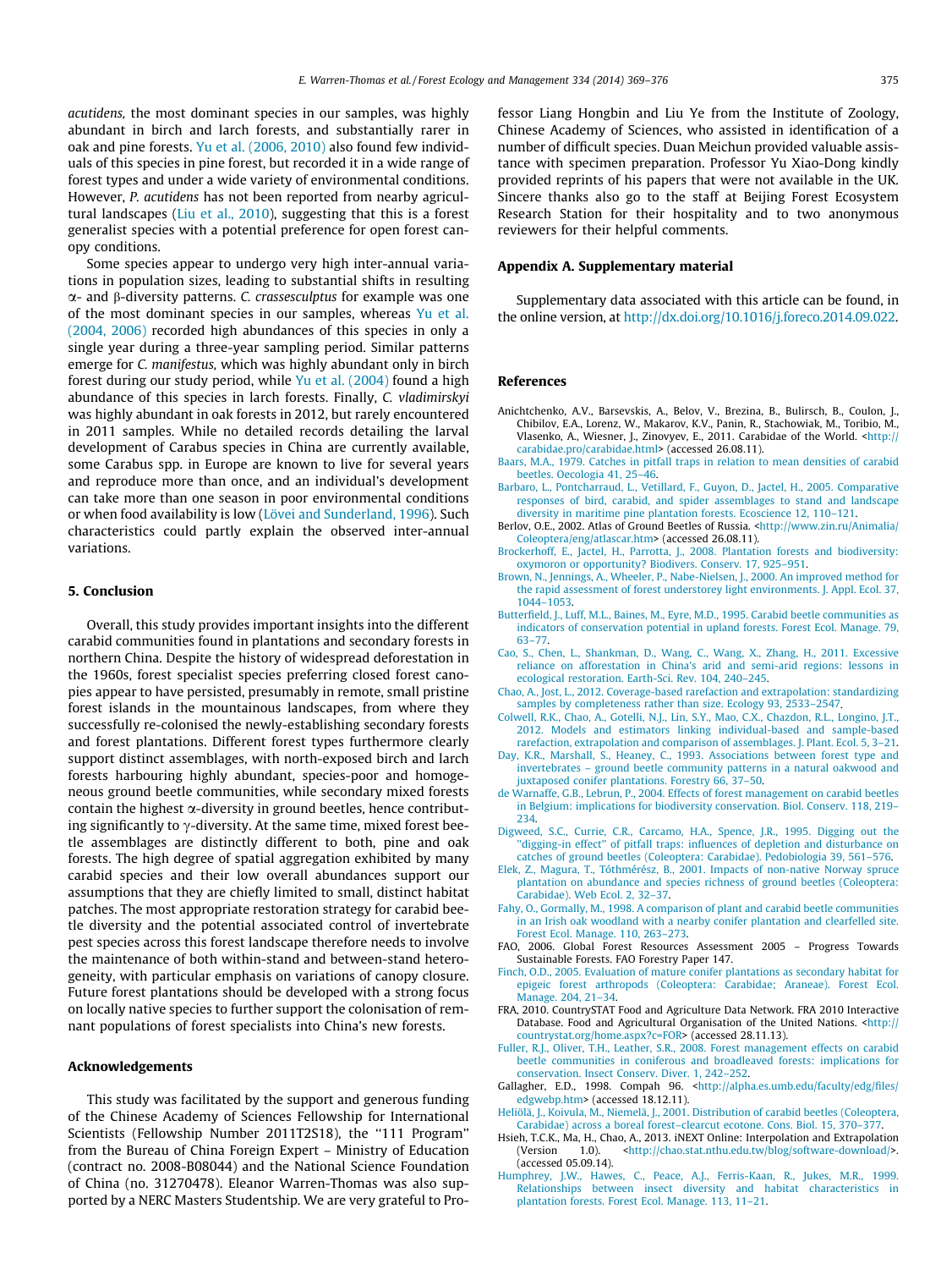*acutidens*, the most dominant species in our samples, was highly abundant in birch and larch forests, and substantially rarer in oak and pine forests. Yu et al. (2006, 2010) also found few individuals of this species in pine forest, but recorded it in a wide range of forest types and under a wide variety of environmental conditions. However, *P. acutidens* has not been reported from agricultural landscapes (Liu et al., 2010), suggesting that this is a forest generalist species with a potential preference for open forest canopy conditions.

Some species appear to undergo very high inter-annual variations in population sizes, leading to substantial shifts in resulting $\alpha$- and $\beta$-diversity patterns. *C. crassesculptus* for example was one of the most dominant species in our samples, whereas Yu et al. (2004, 2006) recorded high abundances of this species in only a single year during a three-year sampling period. Similar patterns emerge for *C. manifestus*, which was highly abundant only in birch forest during our study period, while Yu et al. (2004) found a high abundance of this species in larch forests. Finally, *C. vladimirskyi* was highly abundant in oak forests in 2012, but rarely encountered in 2011 samples. While no detailed records detailing the larval development of Carabus species in China are currently available, some Carabus spp. in Europe are known to live for several years and reproduce more than once, and an individual's development can take more than one season in poor environmental conditions or when food availability is low (Lövei and Sunderland, 1996). Such characteristics could partly explain the observed inter-annual variations.

## 5. Conclusion

Overall, this study provides important insights into the different carabid communities found in plantations and secondary forests in northern China. Despite the history of widespread deforestation in the 1960s, forest specialist species preferring closed forest canopies appear to have persisted, presumably in remote, small pristine forest islands in the mountainous landscapes, from where they successfully re-colonised the newly-establishing secondary forests and forest plantations. Different forest types furthermore clearly support distinct assemblages, with north-exposed birch and larch forests harbouring highly abundant, species-poor and homogeneous ground beetle communities, while secondary mixed forests contain the highest $\alpha$-diversity in ground beetles, hence contributing significantly to $\gamma$-diversity. At the same time, mixed forest beetle assemblages are distinctly different to both, pine and oak forests. The high degree of spatial aggregation exhibited by many carabid species and their low overall abundances support our assumptions that they are chiefly limited to small, distinct habitat patches. The most appropriate restoration strategy for carabid beetle diversity and the potential associated control of invertebrate pest species across this forest landscape therefore needs to involve the maintenance of both within-stand and between-stand heterogeneity, with particular emphasis on variations of canopy closure. Future forest plantations should be developed with a strong focus on locally native species to further support the colonisation of remnant populations of forest specialists into China's new forests.

## Acknowledgements

This study was facilitated by the support and generous funding of the Chinese Academy of Sciences Fellowship for International Scientists (Fellowship Number 2011T2S18), the "111 Program" from the Bureau of China Foreign Expert – Ministry of Education (contract no. 2008-B08044) and the National Science Foundation of China (no. 31270478). Eleanor Warren-Thomas was also supported by a NERC Masters Studentship. We are very grateful to Professor Liang Hongbin and Liu Ye from the Institute of Zoology, Chinese Academy of Sciences, who assisted in identification of a number of difficult species. Duan Meichun provided valuable assistance with specimen preparation. Professor Yu Xiao-Dong kindly provided reprints of his papers that were not available in the UK. Sincere thanks also go to the staff at Beijing Forest Ecosystem Research Station for their hospitality and to two anonymous reviewers for their helpful comments.

## Appendix A. Supplementary material

Supplementary data associated with this article can be found, in the online version, at http://dx.doi.org/10.1016/j.foreco.2014.09.022.

## References

Anichtchenko, A.V., Barsevskis, A., Belov, V., Brezina, B., Bulirsch, B., Coulon, J., Chibilov, E.A., Lorenz, W., Makarov, K.V., Panin, R., Stachowiak, M., Toribio, M., Vlasenko, A., Wiesner, J., Zinovyev, E., 2011. Carabidae of the World. <http://carabidae.pro/carabidae.html> (accessed 26.08.11).

Baars, M.A., 1979. Catches in pitfall traps in relation to mean densities of carabid beetles. Oecologia 41, 25–46.

Barbaro, L., Pontcharraud, L., Vetillard, F., Guyon, D., Jactel, H., 2005. Comparative responses of bird, carabid, and spider assemblages to stand and landscape diversity in maritime pine plantation forests. Ecoscience 12, 110–121.

Berlov, O.E., 2002. Atlas of Ground Beetles of Russia. <http://www.zin.ru/Animalia/Coleoptera/eng/atlascar.htm> (accessed 26.08.11).

Brockerhoff, E., Jactel, H., Parrotta, J., 2008. Plantation forests and biodiversity: oxymoron or opportunity? Biodivers. Conserv. 17, 925–951.

Brown, N., Jennings, A., Wheeler, P., Nabe-Nielsen, J., 2000. An improved method for the rapid assessment of forest understorey light environments. J. Appl. Ecol. 37, 1044–1053.

Butterfield, J., Luff, M.L., Baines, M., Eyre, M.D., 1995. Carabid beetle communities as indicators of conservation potential in upland forests. Forest Ecol. Manage. 79, 63–77.

Cao, S., Chen, L., Shankman, D., Wang, C., Wang, X., Zhang, H., 2011. Excessive reliance on afforestation in China's arid and semi-arid regions: lessons in ecological restoration. Earth-Sci. Rev. 104, 240–245.

Chao, A., Jost, L., 2012. Coverage-based rarefaction and extrapolation: standardizing samples by completeness rather than size. Ecology 93, 2533–2547.

Colwell, R.K., Chao, A., Gotelli, N.J., Lin, S.Y., Mao, C.X., Chazdon, R.L., Longino, J.T., 2012. Models and estimators linking individual-based and sample-based rarefaction, extrapolation and comparison of assemblages. J. Plant. Ecol. 5, 3–21.

Day, K.R., Marshall, S., Heaney, C., 1993. Associations between forest type and invertebrates – ground beetle community patterns in a natural oakwood and juxtaposed conifer plantations. Forestry 66, 37–50.

de Warnaffe, G.B., Lebrun, P., 2004. Effects of forest management on carabid beetles in Belgium: implications for biodiversity conservation. Biol. Conserv. 118, 219–234.

Digweed, S.C., Currie, C.R., Carcamo, H.A., Spence, J.R., 1995. Digging out the "digging-in effect" of pitfall traps: influences of depletion and disturbance on catches of ground beetles (Coleoptera: Carabidae). Pedobiologia 39, 561–576.

Elek, Z., Magura, T., Tóthmérész, B., 2001. Impacts of non-native Norway spruce plantation on abundance and species richness of ground beetles (Coleoptera: Carabidae). Web Ecol. 2, 32–37.

Fahy, O., Gormally, M., 1998. A comparison of plant and carabid beetle communities in an Irish oak woodland with a nearby conifer plantation and clearfelled site. Forest Ecol. Manage. 110, 263–273.

FAO, 2006. Global Forest Resources Assessment 2005 – Progress Towards Sustainable Forests. FAO Forestry Paper 147.

Finch, O.D., 2005. Evaluation of mature conifer plantations as secondary habitat for epigeic forest arthropods (Coleoptera: Carabidae; Araneae). Forest Ecol. Manage. 204, 21–34.

FRA, 2010. CountrySTAT Food and Agriculture Data Network. FRA 2010 Interactive Database. Food and Agricultural Organisation of the United Nations. <http://countrystat.org/home.aspx?c=FOR> (accessed 28.11.13).

Fuller, R.J., Oliver, T.H., Leather, S.R., 2008. Forest management effects on carabid beetle communities in coniferous and broadleaved forests: implications for conservation. Insect Conserv. Diver. 1, 242–252.

Gallagher, E.D., 1998. Compah 96. <http://alpha.es.umb.edu/faculty/edg/files/edgwebp.htm> (accessed 18.12.11).

Heliölä, J., Koivula, M., Niemelä, J., 2001. Distribution of carabid beetles (Coleoptera, Carabidae) across a boreal forest–clearcut ecotone. Cons. Biol. 15, 370–377.

Hsieh, T.C.K., Ma, H., Chao, A., 2013. iNEXT Online: Interpolation and Extrapolation (Version 1.0). <http://chao.stat.nthu.edu.tw/blog/software-download/>. (accessed 05.09.14).

Humphrey, J.W., Hawes, C., Peace, A.J., Ferris-Kaan, R., Jukes, M.R., 1999. Relationships between insect diversity and habitat characteristics in plantation forests. Forest Ecol. Manage. 113, 11–21.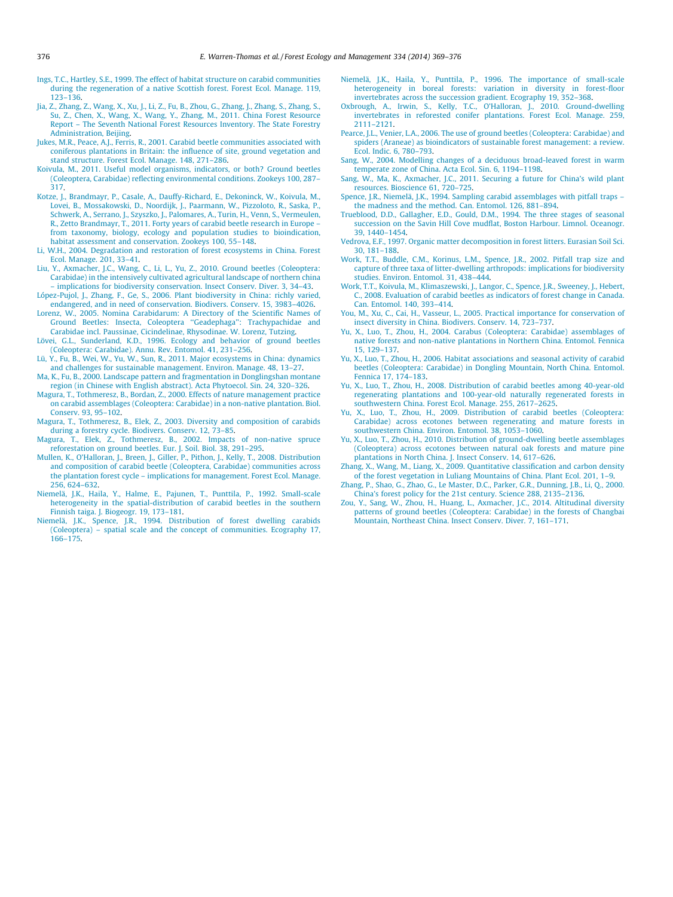Ings, T.C., Hartley, S.E., 1999. The effect of habitat structure on carabid communities during the regeneration of a native Scottish forest. Forest Ecol. Manage. 119, 123–136.

Jia, Z., Zhang, Z., Wang, X., Xu, J., Li, Z., Fu, B., Zhou, G., Zhang, J., Zhang, S., Zhang, S., Su, Z., Chen, X., Wang, X., Wang, Y., Zhang, M., 2011. China Forest Resource Report – The Seventh National Forest Resources Inventory. The State Forestry Administration, Beijing.

Jukes, M.R., Peace, A.J., Ferris, R., 2001. Carabid beetle communities associated with coniferous plantations in Britain: the influence of site, ground vegetation and stand structure. Forest Ecol. Manage. 148, 271–286.

Koivula, M., 2011. Useful model organisms, indicators, or both? Ground beetles (Coleoptera, Carabidae) reflecting environmental conditions. Zookeys 100, 287–317.

Kotze, J., Brandmayr, P., Casale, A., Dauffy-Richard, E., Dekoninck, W., Koivula, M., Lovei, B., Mossakowski, D., Noordijk, J., Paarmann, W., Pizzoloto, R., Saska, P., Schwerk, A., Serrano, J., Szyszko, J., Palomares, A., Turin, H., Venn, S., Vermeulen, R., Zetto Brandmayr, T., 2011. Forty years of carabid beetle research in Europe – from taxonomy, biology, ecology and population studies to bioindication, habitat assessment and conservation. Zookeys 100, 55–148.

Li, W.H., 2004. Degradation and restoration of forest ecosystems in China. Forest Ecol. Manage. 201, 33–41.

Liu, Y., Axmacher, J.C., Wang, C., Li, L., Yu, Z., 2010. Ground beetles (Coleoptera: Carabidae) in the intensively cultivated agricultural landscape of northern china – implications for biodiversity conservation. Insect Conserv. Diver. 3, 34–43.

López-Pujol, J., Zhang, F., Ge, S., 2006. Plant biodiversity in China: richly varied, endangered, and in need of conservation. Biodivers. Conserv. 15, 3983–4026.

Lorenz, W., 2005. Nomina Carabidarum: A Directory of the Scientific Names of Ground Beetles: Insecta, Coleoptera "Geadephaga": Trachypachidae and Carabidae incl. Paussinae, Cicindelinae, Rhysodinae. W. Lorenz, Tutzing.

Lövei, G.L., Sunderland, K.D., 1996. Ecology and behavior of ground beetles (Coleoptera: Carabidae). Annu. Rev. Entomol. 41, 231–256.

Lü, Y., Fu, B., Wei, W., Yu, W., Sun, R., 2011. Major ecosystems in China: dynamics and challenges for sustainable management. Environ. Manage. 48, 13–27.

Ma, K., Fu, B., 2000. Landscape pattern and fragmentation in Donglingshan montane region (in Chinese with English abstract). Acta Phytoecol. Sin. 24, 320–326.

Magura, T., Tothmeresz, B., Bordan, Z., 2000. Effects of nature management practice on carabid assemblages (Coleoptera: Carabidae) in a non-native plantation. Biol. Conserv. 93, 95–102.

Magura, T., Tothmeresz, B., Elek, Z., 2003. Diversity and composition of carabids during a forestry cycle. Biodivers. Conserv. 12, 73–85.

Magura, T., Elek, Z., Tothmeresz, B., 2002. Impacts of non-native spruce reforestation on ground beetles. Eur. J. Soil. Biol. 38, 291–295.

Mullen, K., O'Halloran, J., Breen, J., Giller, P., Pithon, J., Kelly, T., 2008. Distribution and composition of carabid beetle (Coleoptera, Carabidae) communities across the plantation forest cycle – implications for management. Forest Ecol. Manage. 256, 624–632.

Niemelä, J.K., Haila, Y., Halme, E., Pajunen, T., Punttila, P., 1992. Small-scale heterogeneity in the spatial-distribution of carabid beetles in the southern Finnish taiga. J. Biogeogr. 19, 173–181.

Niemelä, J.K., Spence, J.R., 1994. Distribution of forest dwelling carabids (Coleoptera) – spatial scale and the concept of communities. Ecography 17, 166–175.

Niemelä, J.K., Haila, Y., Punttila, P., 1996. The importance of small-scale heterogeneity in boreal forests: variation in diversity in forest-floor invertebrates across the succession gradient. Ecography 19, 352–368.

Oxbrough, A., Irwin, S., Kelly, T.C., O'Halloran, J., 2010. Ground-dwelling invertebrates in reforested conifer plantations. Forest Ecol. Manage. 259, 2111–2121.

Pearce, J.L., Venier, L.A., 2006. The use of ground beetles (Coleoptera: Carabidae) and spiders (Araneae) as bioindicators of sustainable forest management: a review. Ecol. Indic. 6, 780–793.

Sang, W., 2004. Modelling changes of a deciduous broad-leaved forest in warm temperate zone of China. Acta Ecol. Sin. 6, 1194–1198.

Sang, W., Ma, K., Axmacher, J.C., 2011. Securing a future for China's wild plant resources. Bioscience 61, 720–725.

Spence, J.R., Niemelä, J.K., 1994. Sampling carabid assemblages with pitfall traps – the madness and the method. Can. Entomol. 126, 881–894.

Trueblood, D.D., Gallagher, E.D., Gould, D.M., 1994. The three stages of seasonal succession on the Savin Hill Cove mudflat, Boston Harbour. Limnol. Oceanogr. 39, 1440–1454.

Vedrova, E.F., 1997. Organic matter decomposition in forest litters. Eurasian Soil Sci. 30, 181–188.

Work, T.T., Buddle, C.M., Korinus, L.M., Spence, J.R., 2002. Pitfall trap size and capture of three taxa of litter-dwelling arthropods: implications for biodiversity studies. Environ. Entomol. 31, 438–444.

Work, T.T., Koivula, M., Klimaszewski, J., Langor, C., Spence, J.R., Sweeney, J., Hebert, C., 2008. Evaluation of carabid beetles as indicators of forest change in Canada. Can. Entomol. 140, 393–414.

You, M., Xu, C., Cai, H., Vasseur, L., 2005. Practical importance for conservation of insect diversity in China. Biodivers. Conserv. 14, 723–737.

Yu, X., Luo, T., Zhou, H., 2004. Carabus (Coleoptera: Carabidae) assemblages of native forests and non-native plantations in Northern China. Entomol. Fennica 15, 129–137.

Yu, X., Luo, T., Zhou, H., 2006. Habitat associations and seasonal activity of carabid beetles (Coleoptera: Carabidae) in Dongling Mountain, North China. Entomol. Fennica 17, 174–183.

Yu, X., Luo, T., Zhou, H., 2008. Distribution of carabid beetles among 40-year-old regenerating plantations and 100-year-old naturally regenerated forests in southwestern China. Forest Ecol. Manage. 255, 2617–2625.

Yu, X., Luo, T., Zhou, H., 2009. Distribution of carabid beetles (Coleoptera: Carabidae) across ecotones between regenerating and mature forests in southwestern China. Environ. Entomol. 38, 1053–1060.

Yu, X., Luo, T., Zhou, H., 2010. Distribution of ground-dwelling beetle assemblages (Coleoptera) across ecotones between natural oak forests and mature pine plantations in North China. J. Insect Conserv. 14, 617–626.

Zhang, X., Wang, M., Liang, X., 2009. Quantitative classification and carbon density of the forest vegetation in Luliang Mountains of China. Plant Ecol. 201, 1–9.

Zhang, P., Shao, G., Zhao, G., Le Master, D.C., Parker, G.R., Dunning, J.B., Li, Q., 2000. China's forest policy for the 21st century. Science 288, 2135–2136.

Zou, Y., Sang, W., Zhou, H., Huang, L., Axmacher, J.C., 2014. Altitudinal diversity patterns of ground beetles (Coleoptera: Carabidae) in the forests of Changbai Mountain, Northeast China. Insect Conserv. Diver. 7, 161–171.